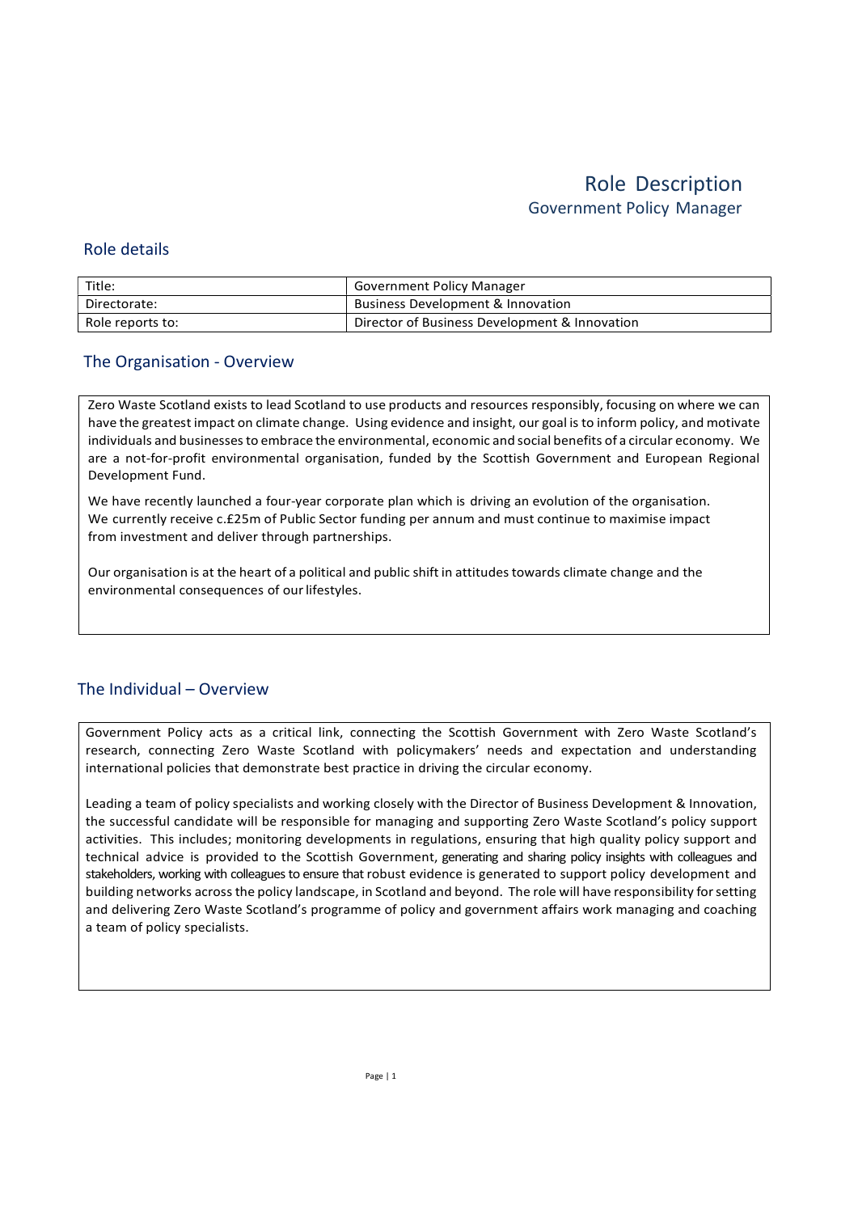# Role Description

## Government Policy Manager

## Role details

| Title: | Government Policy Manager |
|---|---|
| Directorate: | Business Development & Innovation |
| Role reports to: | Director of Business Development & Innovation |

## The Organisation - Overview

Zero Waste Scotland exists to lead Scotland to use products and resources responsibly, focusing on where we can have the greatest impact on climate change. Using evidence and insight, our goal is to inform policy, and motivate individuals and businesses to embrace the environmental, economic and social benefits of a circular economy. We are a not-for-profit environmental organisation, funded by the Scottish Government and European Regional Development Fund.

We have recently launched a four-year corporate plan which is driving an evolution of the organisation. We currently receive c.£25m of Public Sector funding per annum and must continue to maximise impact from investment and deliver through partnerships.

Our organisation is at the heart of a political and public shift in attitudes towards climate change and the environmental consequences of our lifestyles.

## The Individual – Overview

Government Policy acts as a critical link, connecting the Scottish Government with Zero Waste Scotland's research, connecting Zero Waste Scotland with policymakers' needs and expectation and understanding international policies that demonstrate best practice in driving the circular economy.

Leading a team of policy specialists and working closely with the Director of Business Development & Innovation, the successful candidate will be responsible for managing and supporting Zero Waste Scotland's policy support activities. This includes; monitoring developments in regulations, ensuring that high quality policy support and technical advice is provided to the Scottish Government, generating and sharing policy insights with colleagues and stakeholders, working with colleagues to ensure that robust evidence is generated to support policy development and building networks across the policy landscape, in Scotland and beyond. The role will have responsibility for setting and delivering Zero Waste Scotland's programme of policy and government affairs work managing and coaching a team of policy specialists.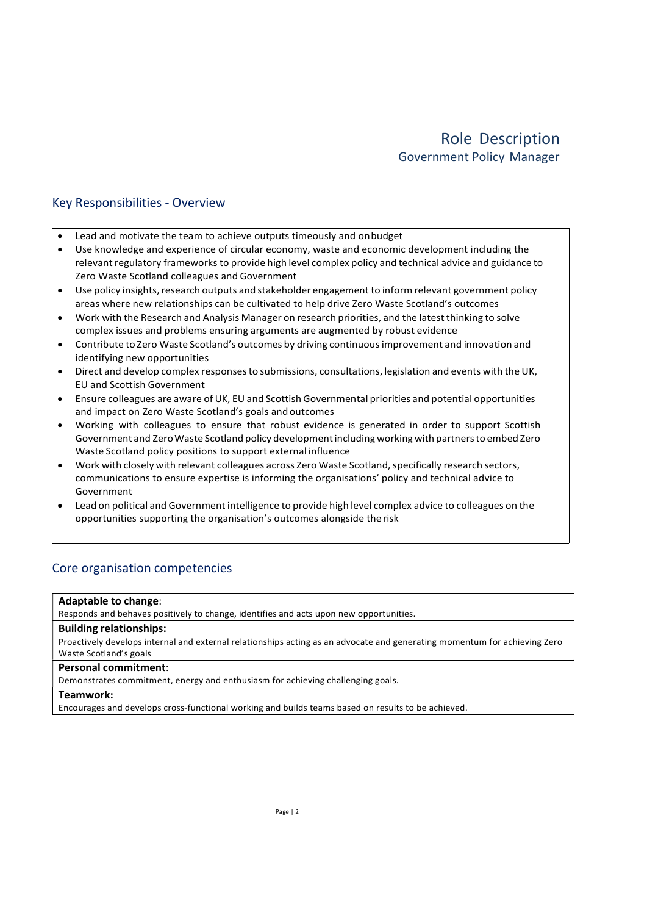# Role Description

## Government Policy Manager

## Key Responsibilities - Overview

- Lead and motivate the team to achieve outputs timeously and on budget
- Use knowledge and experience of circular economy, waste and economic development including the relevant regulatory frameworks to provide high level complex policy and technical advice and guidance to Zero Waste Scotland colleagues and Government
- Use policy insights, research outputs and stakeholder engagement to inform relevant government policy areas where new relationships can be cultivated to help drive Zero Waste Scotland's outcomes
- Work with the Research and Analysis Manager on research priorities, and the latest thinking to solve complex issues and problems ensuring arguments are augmented by robust evidence
- Contribute to Zero Waste Scotland's outcomes by driving continuous improvement and innovation and identifying new opportunities
- Direct and develop complex responses to submissions, consultations, legislation and events with the UK, EU and Scottish Government
- Ensure colleagues are aware of UK, EU and Scottish Governmental priorities and potential opportunities and impact on Zero Waste Scotland's goals and outcomes
- Working with colleagues to ensure that robust evidence is generated in order to support Scottish Government and Zero Waste Scotland policy development including working with partners to embed Zero Waste Scotland policy positions to support external influence
- Work with closely with relevant colleagues across Zero Waste Scotland, specifically research sectors, communications to ensure expertise is informing the organisations' policy and technical advice to Government
- Lead on political and Government intelligence to provide high level complex advice to colleagues on the opportunities supporting the organisation's outcomes alongside the risk

## Core organisation competencies

**Adaptable to change**:
Responds and behaves positively to change, identifies and acts upon new opportunities.

**Building relationships:**
Proactively develops internal and external relationships acting as an advocate and generating momentum for achieving Zero Waste Scotland's goals

**Personal commitment**:
Demonstrates commitment, energy and enthusiasm for achieving challenging goals.

**Teamwork:**
Encourages and develops cross-functional working and builds teams based on results to be achieved.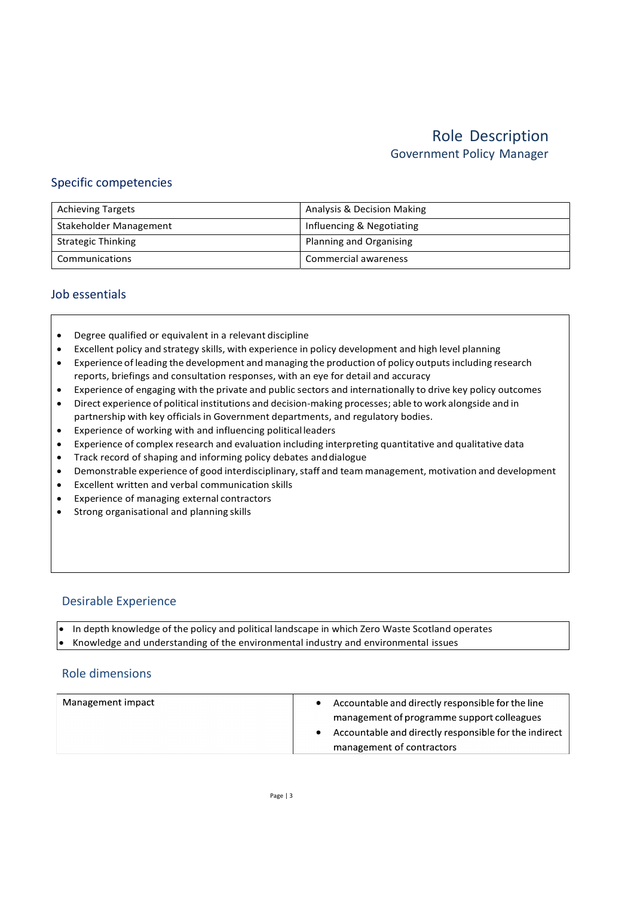# Role Description

## Government Policy Manager

### Specific competencies

| | |
|---|---|
| Achieving Targets | Analysis & Decision Making |
| Stakeholder Management | Influencing & Negotiating |
| Strategic Thinking | Planning and Organising |
| Communications | Commercial awareness |

### Job essentials

- Degree qualified or equivalent in a relevant discipline
- Excellent policy and strategy skills, with experience in policy development and high level planning
- Experience of leading the development and managing the production of policy outputs including research reports, briefings and consultation responses, with an eye for detail and accuracy
- Experience of engaging with the private and public sectors and internationally to drive key policy outcomes
- Direct experience of political institutions and decision-making processes; able to work alongside and in partnership with key officials in Government departments, and regulatory bodies.
- Experience of working with and influencing political leaders
- Experience of complex research and evaluation including interpreting quantitative and qualitative data
- Track record of shaping and informing policy debates and dialogue
- Demonstrable experience of good interdisciplinary, staff and team management, motivation and development
- Excellent written and verbal communication skills
- Experience of managing external contractors
- Strong organisational and planning skills

### Desirable Experience

- In depth knowledge of the policy and political landscape in which Zero Waste Scotland operates
- Knowledge and understanding of the environmental industry and environmental issues

### Role dimensions

| | |
|---|---|
| Management impact | • Accountable and directly responsible for the line management of programme support colleagues<br>• Accountable and directly responsible for the indirect management of contractors |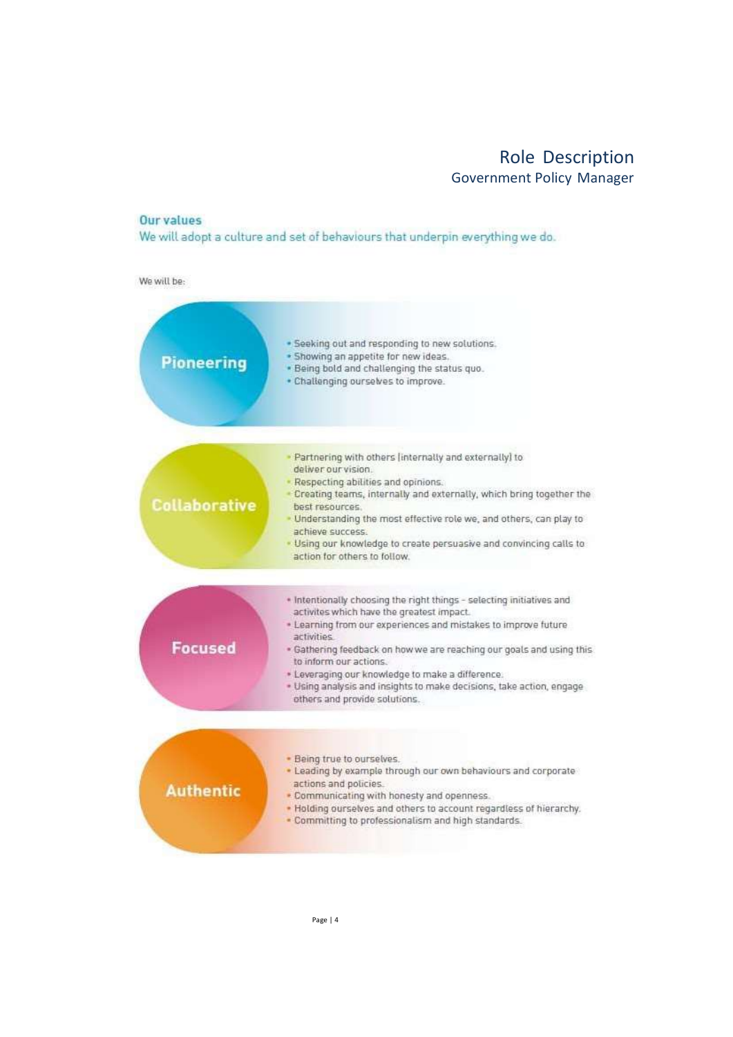# Role Description
Government Policy Manager

## Our values

We will adopt a culture and set of behaviours that underpin everything we do.

We will be:

### Pioneering

- Seeking out and responding to new solutions.
- Showing an appetite for new ideas.
- Being bold and challenging the status quo.
- Challenging ourselves to improve.

### Collaborative

- Partnering with others (internally and externally) to deliver our vision.
- Respecting abilities and opinions.
- Creating teams, internally and externally, which bring together the best resources.
- Understanding the most effective role we, and others, can play to achieve success.
- Using our knowledge to create persuasive and convincing calls to action for others to follow.

### Focused

- Intentionally choosing the right things - selecting initiatives and activites which have the greatest impact.
- Learning from our experiences and mistakes to improve future activities.
- Gathering feedback on how we are reaching our goals and using this to inform our actions.
- Leveraging our knowledge to make a difference.
- Using analysis and insights to make decisions, take action, engage others and provide solutions.

### Authentic

- Being true to ourselves.
- Leading by example through our own behaviours and corporate actions and policies.
- Communicating with honesty and openness.
- Holding ourselves and others to account regardless of hierarchy.
- Committing to professionalism and high standards.